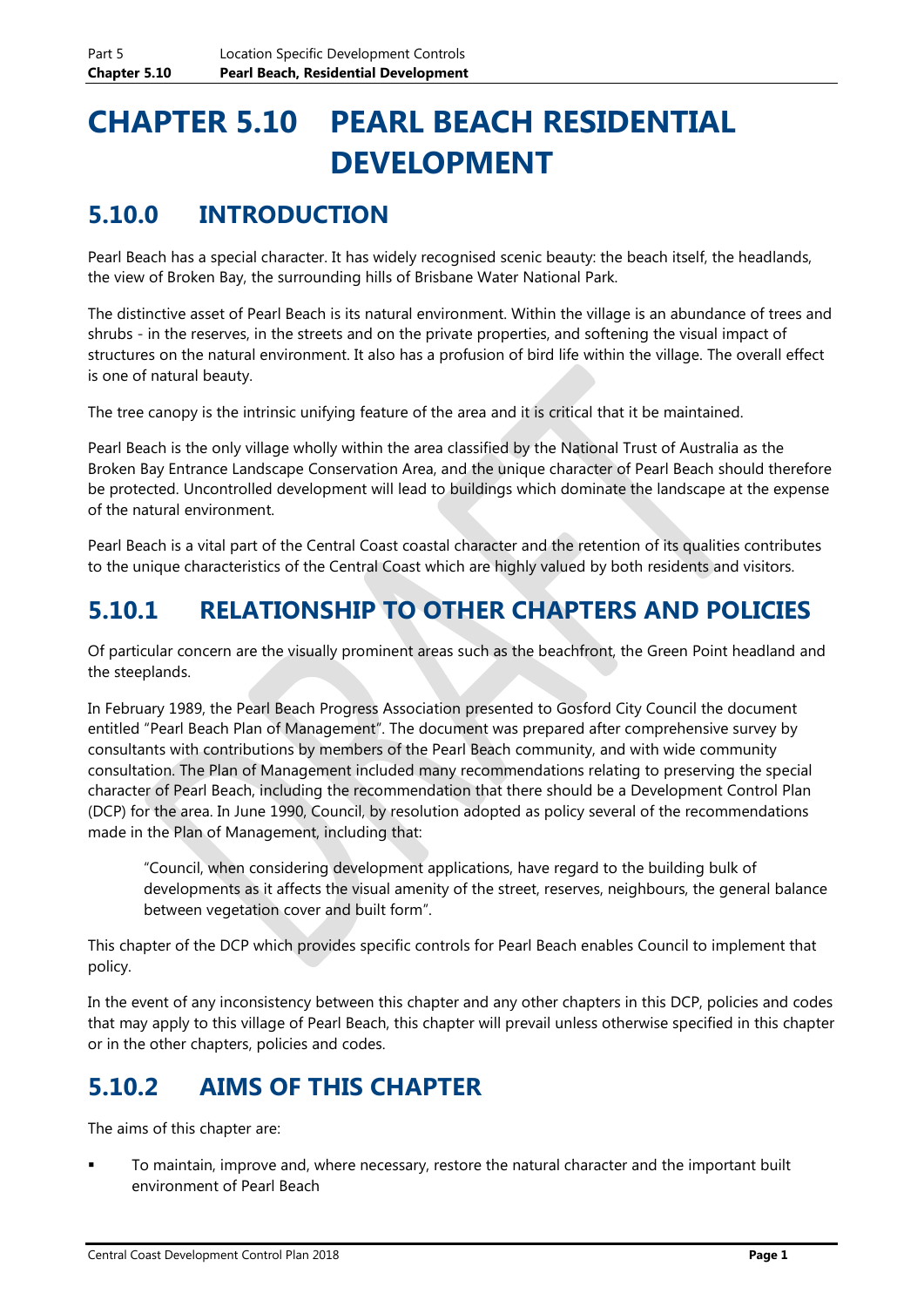# CHAPTER 5.10 PEARL BEACH RESIDENTIAL DEVELOPMENT

## 5.10.0 INTRODUCTION

Pearl Beach has a special character. It has widely recognised scenic beauty: the beach itself, the headlands, the view of Broken Bay, the surrounding hills of Brisbane Water National Park.

The distinctive asset of Pearl Beach is its natural environment. Within the village is an abundance of trees and shrubs - in the reserves, in the streets and on the private properties, and softening the visual impact of structures on the natural environment. It also has a profusion of bird life within the village. The overall effect is one of natural beauty.

The tree canopy is the intrinsic unifying feature of the area and it is critical that it be maintained.

Pearl Beach is the only village wholly within the area classified by the National Trust of Australia as the Broken Bay Entrance Landscape Conservation Area, and the unique character of Pearl Beach should therefore be protected. Uncontrolled development will lead to buildings which dominate the landscape at the expense of the natural environment.

Pearl Beach is a vital part of the Central Coast coastal character and the retention of its qualities contributes to the unique characteristics of the Central Coast which are highly valued by both residents and visitors.

## 5.10.1 RELATIONSHIP TO OTHER CHAPTERS AND POLICIES

Of particular concern are the visually prominent areas such as the beachfront, the Green Point headland and the steeplands.

In February 1989, the Pearl Beach Progress Association presented to Gosford City Council the document entitled "Pearl Beach Plan of Management". The document was prepared after comprehensive survey by consultants with contributions by members of the Pearl Beach community, and with wide community consultation. The Plan of Management included many recommendations relating to preserving the special character of Pearl Beach, including the recommendation that there should be a Development Control Plan (DCP) for the area. In June 1990, Council, by resolution adopted as policy several of the recommendations made in the Plan of Management, including that:

> "Council, when considering development applications, have regard to the building bulk of developments as it affects the visual amenity of the street, reserves, neighbours, the general balance between vegetation cover and built form".

This chapter of the DCP which provides specific controls for Pearl Beach enables Council to implement that policy.

In the event of any inconsistency between this chapter and any other chapters in this DCP, policies and codes that may apply to this village of Pearl Beach, this chapter will prevail unless otherwise specified in this chapter or in the other chapters, policies and codes.

## 5.10.2 AIMS OF THIS CHAPTER

The aims of this chapter are:

- To maintain, improve and, where necessary, restore the natural character and the important built environment of Pearl Beach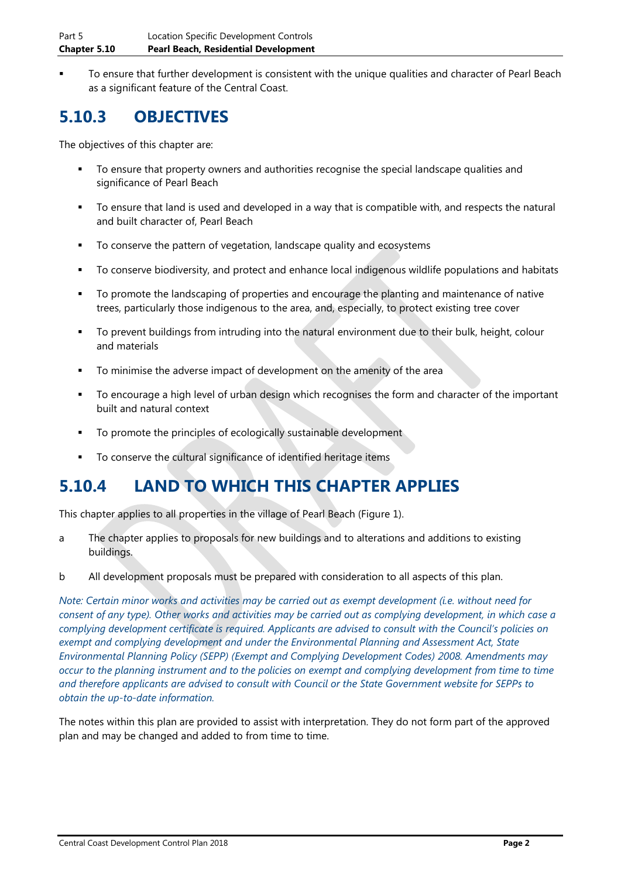- To ensure that further development is consistent with the unique qualities and character of Pearl Beach as a significant feature of the Central Coast.

## 5.10.3 OBJECTIVES

The objectives of this chapter are:

- To ensure that property owners and authorities recognise the special landscape qualities and significance of Pearl Beach
- To ensure that land is used and developed in a way that is compatible with, and respects the natural and built character of, Pearl Beach
- To conserve the pattern of vegetation, landscape quality and ecosystems
- To conserve biodiversity, and protect and enhance local indigenous wildlife populations and habitats
- To promote the landscaping of properties and encourage the planting and maintenance of native trees, particularly those indigenous to the area, and, especially, to protect existing tree cover
- To prevent buildings from intruding into the natural environment due to their bulk, height, colour and materials
- To minimise the adverse impact of development on the amenity of the area
- To encourage a high level of urban design which recognises the form and character of the important built and natural context
- To promote the principles of ecologically sustainable development
- To conserve the cultural significance of identified heritage items

## 5.10.4 LAND TO WHICH THIS CHAPTER APPLIES

This chapter applies to all properties in the village of Pearl Beach (Figure 1).

a The chapter applies to proposals for new buildings and to alterations and additions to existing buildings.

b All development proposals must be prepared with consideration to all aspects of this plan.

*Note: Certain minor works and activities may be carried out as exempt development (i.e. without need for consent of any type). Other works and activities may be carried out as complying development, in which case a complying development certificate is required. Applicants are advised to consult with the Council's policies on exempt and complying development and under the Environmental Planning and Assessment Act, State Environmental Planning Policy (SEPP) (Exempt and Complying Development Codes) 2008. Amendments may occur to the planning instrument and to the policies on exempt and complying development from time to time and therefore applicants are advised to consult with Council or the State Government website for SEPPs to obtain the up-to-date information.*

The notes within this plan are provided to assist with interpretation. They do not form part of the approved plan and may be changed and added to from time to time.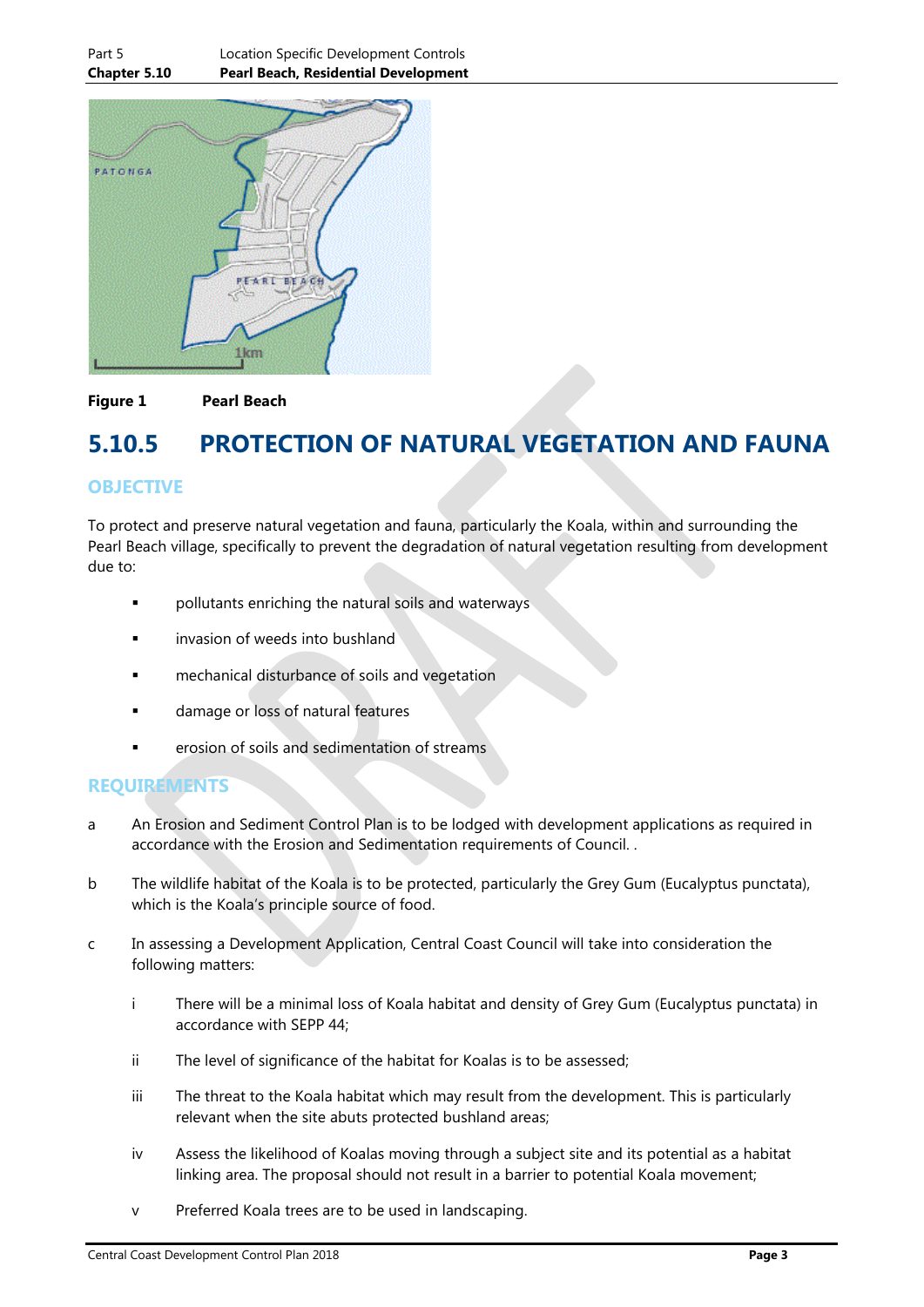**Figure 1** **Pearl Beach**

## 5.10.5 PROTECTION OF NATURAL VEGETATION AND FAUNA

### OBJECTIVE

To protect and preserve natural vegetation and fauna, particularly the Koala, within and surrounding the Pearl Beach village, specifically to prevent the degradation of natural vegetation resulting from development due to:

- pollutants enriching the natural soils and waterways
- invasion of weeds into bushland
- mechanical disturbance of soils and vegetation
- damage or loss of natural features
- erosion of soils and sedimentation of streams

### REQUIREMENTS

a An Erosion and Sediment Control Plan is to be lodged with development applications as required in accordance with the Erosion and Sedimentation requirements of Council. .

b The wildlife habitat of the Koala is to be protected, particularly the Grey Gum (Eucalyptus punctata), which is the Koala's principle source of food.

c In assessing a Development Application, Central Coast Council will take into consideration the following matters:

 i There will be a minimal loss of Koala habitat and density of Grey Gum (Eucalyptus punctata) in accordance with SEPP 44;

 ii The level of significance of the habitat for Koalas is to be assessed;

 iii The threat to the Koala habitat which may result from the development. This is particularly relevant when the site abuts protected bushland areas;

 iv Assess the likelihood of Koalas moving through a subject site and its potential as a habitat linking area. The proposal should not result in a barrier to potential Koala movement;

 v Preferred Koala trees are to be used in landscaping.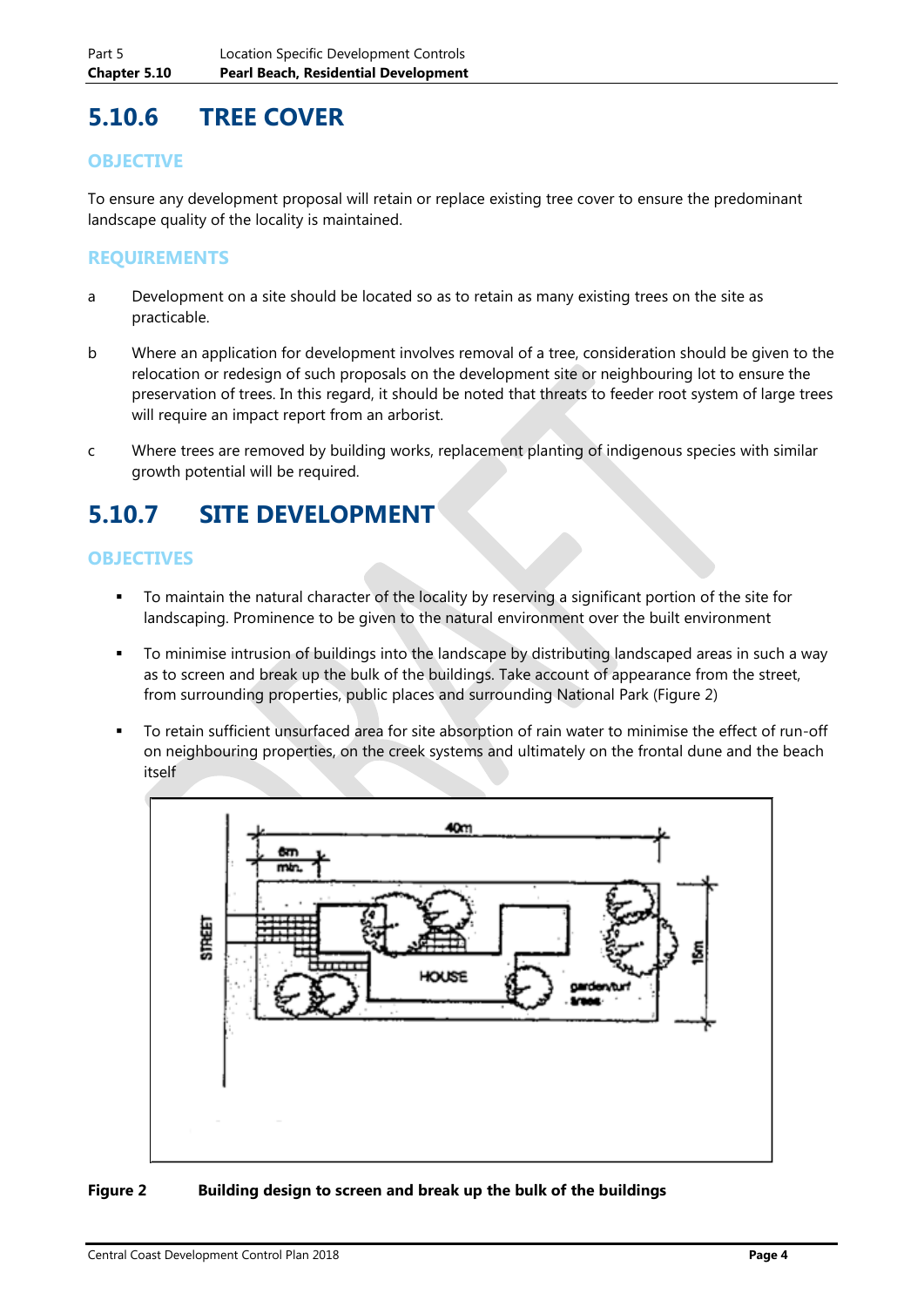## 5.10.6 TREE COVER

### OBJECTIVE

To ensure any development proposal will retain or replace existing tree cover to ensure the predominant landscape quality of the locality is maintained.

### REQUIREMENTS

a Development on a site should be located so as to retain as many existing trees on the site as practicable.

b Where an application for development involves removal of a tree, consideration should be given to the relocation or redesign of such proposals on the development site or neighbouring lot to ensure the preservation of trees. In this regard, it should be noted that threats to feeder root system of large trees will require an impact report from an arborist.

c Where trees are removed by building works, replacement planting of indigenous species with similar growth potential will be required.

## 5.10.7 SITE DEVELOPMENT

### OBJECTIVES

- To maintain the natural character of the locality by reserving a significant portion of the site for landscaping. Prominence to be given to the natural environment over the built environment
- To minimise intrusion of buildings into the landscape by distributing landscaped areas in such a way as to screen and break up the bulk of the buildings. Take account of appearance from the street, from surrounding properties, public places and surrounding National Park (Figure 2)
- To retain sufficient unsurfaced area for site absorption of rain water to minimise the effect of run-off on neighbouring properties, on the creek systems and ultimately on the frontal dune and the beach itself

**Figure 2 Building design to screen and break up the bulk of the buildings**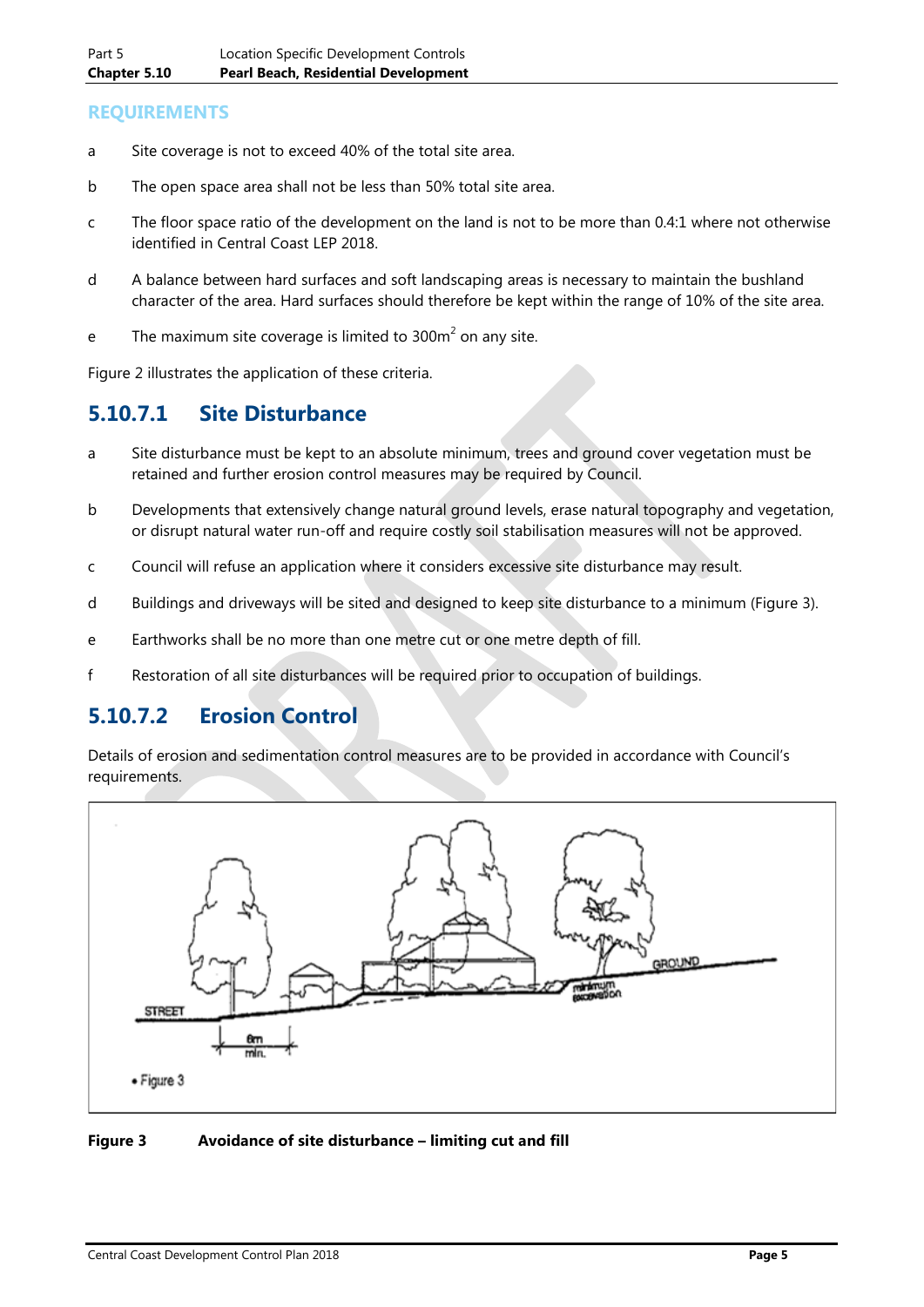## REQUIREMENTS

a Site coverage is not to exceed 40% of the total site area.

b The open space area shall not be less than 50% total site area.

c The floor space ratio of the development on the land is not to be more than 0.4:1 where not otherwise identified in Central Coast LEP 2018.

d A balance between hard surfaces and soft landscaping areas is necessary to maintain the bushland character of the area. Hard surfaces should therefore be kept within the range of 10% of the site area.

e The maximum site coverage is limited to 300m$^2$ on any site.

Figure 2 illustrates the application of these criteria.

## 5.10.7.1 Site Disturbance

a Site disturbance must be kept to an absolute minimum, trees and ground cover vegetation must be retained and further erosion control measures may be required by Council.

b Developments that extensively change natural ground levels, erase natural topography and vegetation, or disrupt natural water run-off and require costly soil stabilisation measures will not be approved.

c Council will refuse an application where it considers excessive site disturbance may result.

d Buildings and driveways will be sited and designed to keep site disturbance to a minimum (Figure 3).

e Earthworks shall be no more than one metre cut or one metre depth of fill.

f Restoration of all site disturbances will be required prior to occupation of buildings.

## 5.10.7.2 Erosion Control

Details of erosion and sedimentation control measures are to be provided in accordance with Council's requirements.

**Figure 3 Avoidance of site disturbance – limiting cut and fill**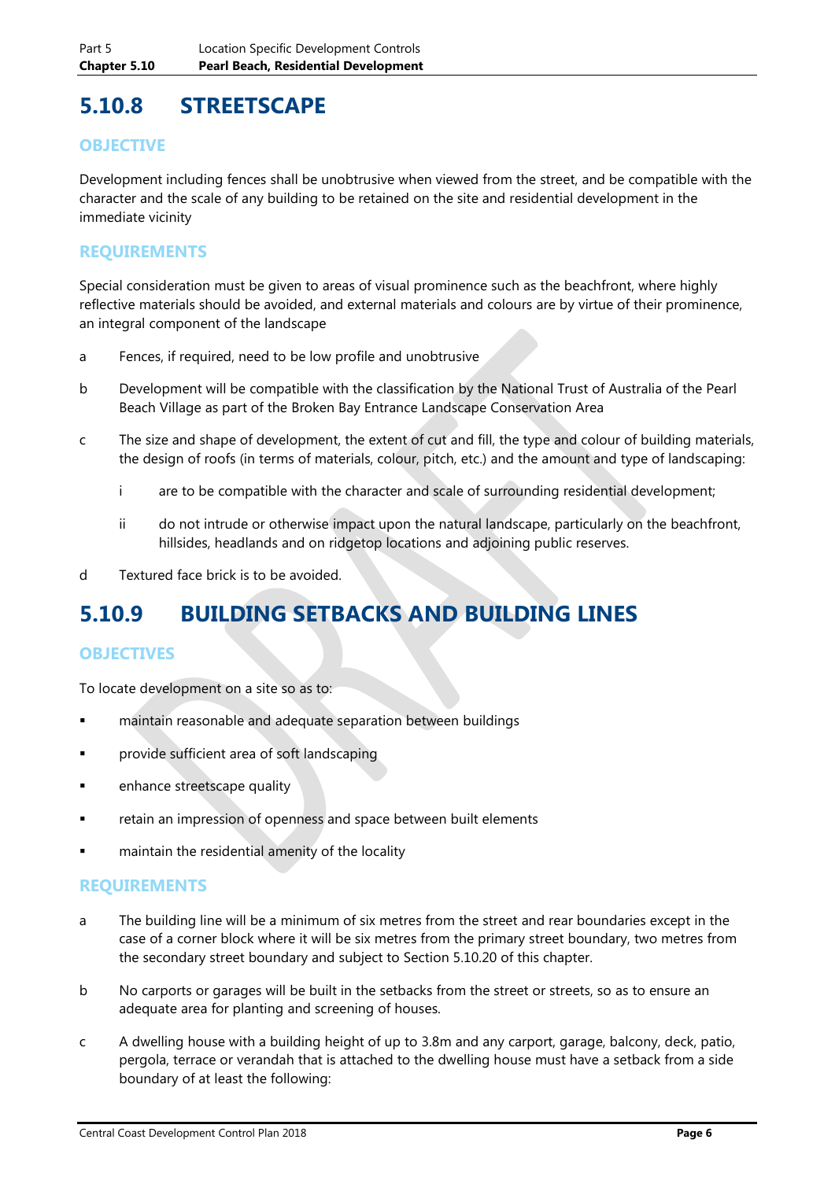## 5.10.8 STREETSCAPE

### OBJECTIVE

Development including fences shall be unobtrusive when viewed from the street, and be compatible with the character and the scale of any building to be retained on the site and residential development in the immediate vicinity

### REQUIREMENTS

Special consideration must be given to areas of visual prominence such as the beachfront, where highly reflective materials should be avoided, and external materials and colours are by virtue of their prominence, an integral component of the landscape

a Fences, if required, need to be low profile and unobtrusive

b Development will be compatible with the classification by the National Trust of Australia of the Pearl Beach Village as part of the Broken Bay Entrance Landscape Conservation Area

c The size and shape of development, the extent of cut and fill, the type and colour of building materials, the design of roofs (in terms of materials, colour, pitch, etc.) and the amount and type of landscaping:

  i are to be compatible with the character and scale of surrounding residential development;

  ii do not intrude or otherwise impact upon the natural landscape, particularly on the beachfront, hillsides, headlands and on ridgetop locations and adjoining public reserves.

d Textured face brick is to be avoided.

## 5.10.9 BUILDING SETBACKS AND BUILDING LINES

### OBJECTIVES

To locate development on a site so as to:

- maintain reasonable and adequate separation between buildings
- provide sufficient area of soft landscaping
- enhance streetscape quality
- retain an impression of openness and space between built elements
- maintain the residential amenity of the locality

### REQUIREMENTS

a The building line will be a minimum of six metres from the street and rear boundaries except in the case of a corner block where it will be six metres from the primary street boundary, two metres from the secondary street boundary and subject to Section 5.10.20 of this chapter.

b No carports or garages will be built in the setbacks from the street or streets, so as to ensure an adequate area for planting and screening of houses.

c A dwelling house with a building height of up to 3.8m and any carport, garage, balcony, deck, patio, pergola, terrace or verandah that is attached to the dwelling house must have a setback from a side boundary of at least the following: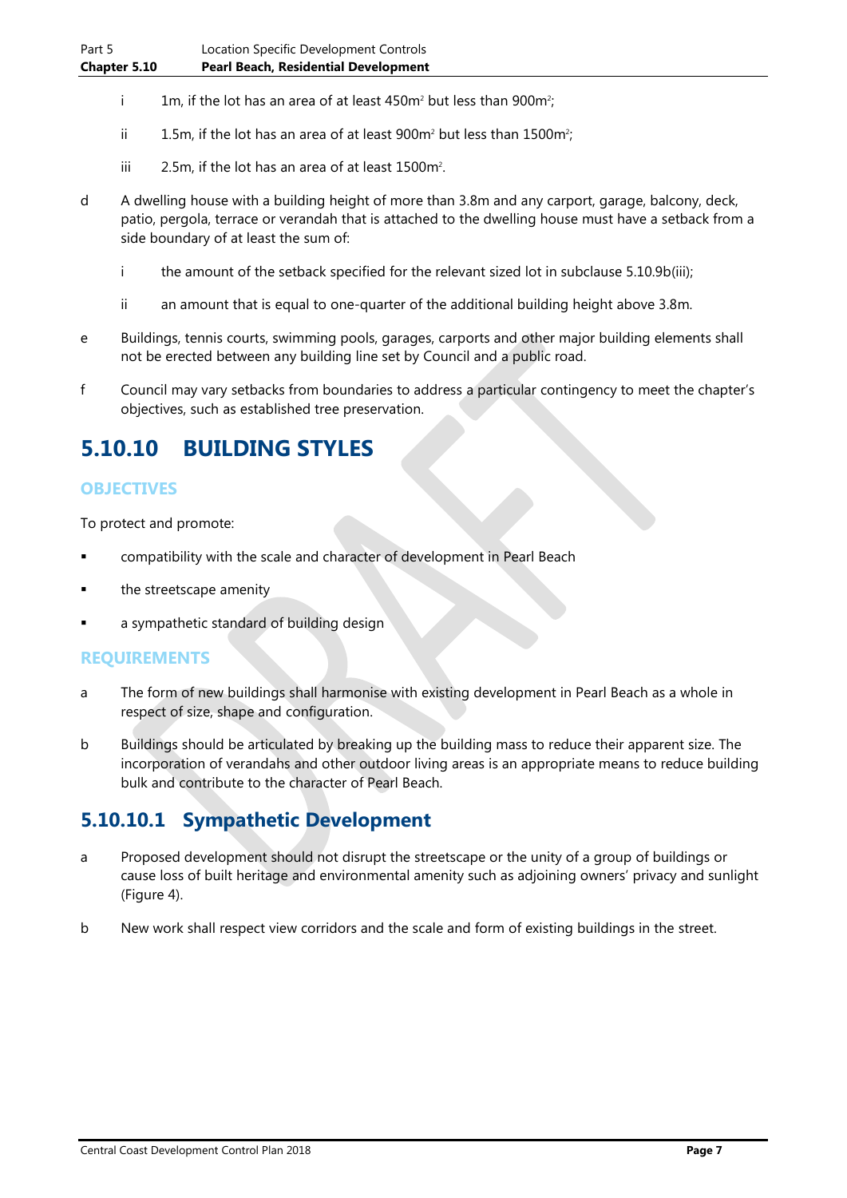i 1m, if the lot has an area of at least 450m² but less than 900m²;

ii 1.5m, if the lot has an area of at least 900m² but less than 1500m²;

iii 2.5m, if the lot has an area of at least 1500m².

d A dwelling house with a building height of more than 3.8m and any carport, garage, balcony, deck, patio, pergola, terrace or verandah that is attached to the dwelling house must have a setback from a side boundary of at least the sum of:

i the amount of the setback specified for the relevant sized lot in subclause 5.10.9b(iii);

ii an amount that is equal to one-quarter of the additional building height above 3.8m.

e Buildings, tennis courts, swimming pools, garages, carports and other major building elements shall not be erected between any building line set by Council and a public road.

f Council may vary setbacks from boundaries to address a particular contingency to meet the chapter's objectives, such as established tree preservation.

# 5.10.10 BUILDING STYLES

### OBJECTIVES

To protect and promote:

- compatibility with the scale and character of development in Pearl Beach
- the streetscape amenity
- a sympathetic standard of building design

### REQUIREMENTS

a The form of new buildings shall harmonise with existing development in Pearl Beach as a whole in respect of size, shape and configuration.

b Buildings should be articulated by breaking up the building mass to reduce their apparent size. The incorporation of verandahs and other outdoor living areas is an appropriate means to reduce building bulk and contribute to the character of Pearl Beach.

## 5.10.10.1 Sympathetic Development

a Proposed development should not disrupt the streetscape or the unity of a group of buildings or cause loss of built heritage and environmental amenity such as adjoining owners' privacy and sunlight (Figure 4).

b New work shall respect view corridors and the scale and form of existing buildings in the street.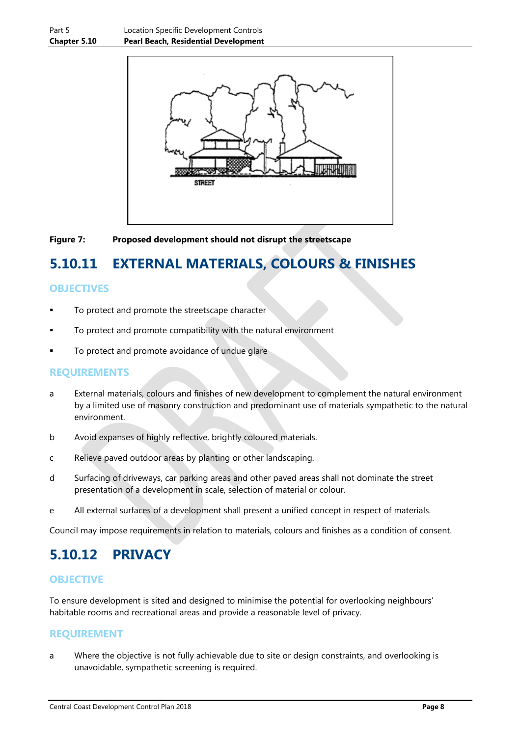Figure 7: **Proposed development should not disrupt the streetscape**

## 5.10.11 EXTERNAL MATERIALS, COLOURS & FINISHES

### OBJECTIVES

- To protect and promote the streetscape character
- To protect and promote compatibility with the natural environment
- To protect and promote avoidance of undue glare

### REQUIREMENTS

a External materials, colours and finishes of new development to complement the natural environment by a limited use of masonry construction and predominant use of materials sympathetic to the natural environment.

b Avoid expanses of highly reflective, brightly coloured materials.

c Relieve paved outdoor areas by planting or other landscaping.

d Surfacing of driveways, car parking areas and other paved areas shall not dominate the street presentation of a development in scale, selection of material or colour.

e All external surfaces of a development shall present a unified concept in respect of materials.

Council may impose requirements in relation to materials, colours and finishes as a condition of consent.

## 5.10.12 PRIVACY

### OBJECTIVE

To ensure development is sited and designed to minimise the potential for overlooking neighbours' habitable rooms and recreational areas and provide a reasonable level of privacy.

### REQUIREMENT

a Where the objective is not fully achievable due to site or design constraints, and overlooking is unavoidable, sympathetic screening is required.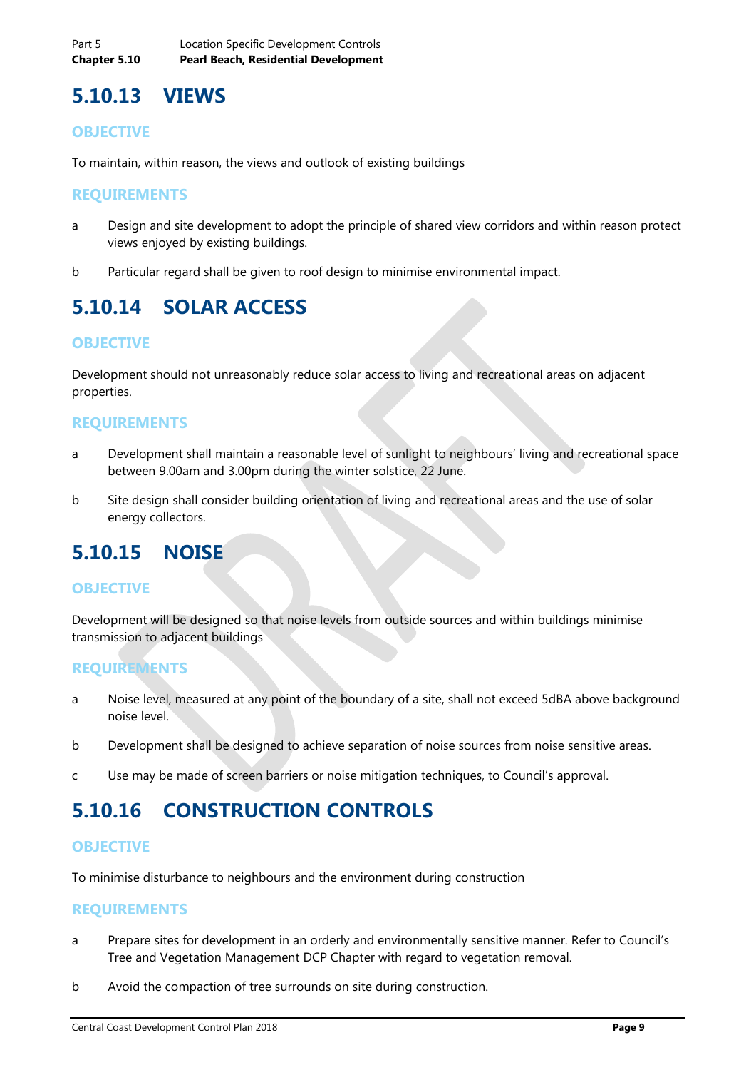## 5.10.13 VIEWS

### OBJECTIVE

To maintain, within reason, the views and outlook of existing buildings

### REQUIREMENTS

a Design and site development to adopt the principle of shared view corridors and within reason protect views enjoyed by existing buildings.

b Particular regard shall be given to roof design to minimise environmental impact.

## 5.10.14 SOLAR ACCESS

### OBJECTIVE

Development should not unreasonably reduce solar access to living and recreational areas on adjacent properties.

### REQUIREMENTS

a Development shall maintain a reasonable level of sunlight to neighbours' living and recreational space between 9.00am and 3.00pm during the winter solstice, 22 June.

b Site design shall consider building orientation of living and recreational areas and the use of solar energy collectors.

## 5.10.15 NOISE

### OBJECTIVE

Development will be designed so that noise levels from outside sources and within buildings minimise transmission to adjacent buildings

### REQUIREMENTS

a Noise level, measured at any point of the boundary of a site, shall not exceed 5dBA above background noise level.

b Development shall be designed to achieve separation of noise sources from noise sensitive areas.

c Use may be made of screen barriers or noise mitigation techniques, to Council's approval.

## 5.10.16 CONSTRUCTION CONTROLS

### OBJECTIVE

To minimise disturbance to neighbours and the environment during construction

### REQUIREMENTS

a Prepare sites for development in an orderly and environmentally sensitive manner. Refer to Council's Tree and Vegetation Management DCP Chapter with regard to vegetation removal.

b Avoid the compaction of tree surrounds on site during construction.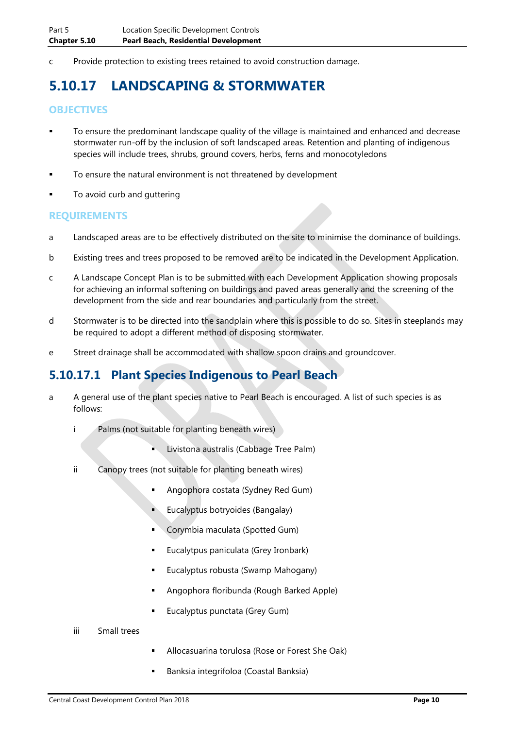c Provide protection to existing trees retained to avoid construction damage.

# 5.10.17 LANDSCAPING & STORMWATER

## OBJECTIVES

- To ensure the predominant landscape quality of the village is maintained and enhanced and decrease stormwater run-off by the inclusion of soft landscaped areas. Retention and planting of indigenous species will include trees, shrubs, ground covers, herbs, ferns and monocotyledons
- To ensure the natural environment is not threatened by development
- To avoid curb and guttering

## REQUIREMENTS

a Landscaped areas are to be effectively distributed on the site to minimise the dominance of buildings.

b Existing trees and trees proposed to be removed are to be indicated in the Development Application.

c A Landscape Concept Plan is to be submitted with each Development Application showing proposals for achieving an informal softening on buildings and paved areas generally and the screening of the development from the side and rear boundaries and particularly from the street.

d Stormwater is to be directed into the sandplain where this is possible to do so. Sites in steeplands may be required to adopt a different method of disposing stormwater.

e Street drainage shall be accommodated with shallow spoon drains and groundcover.

## 5.10.17.1 Plant Species Indigenous to Pearl Beach

a A general use of the plant species native to Pearl Beach is encouraged. A list of such species is as follows:

i Palms (not suitable for planting beneath wires)

- Livistona australis (Cabbage Tree Palm)

ii Canopy trees (not suitable for planting beneath wires)

- Angophora costata (Sydney Red Gum)
- Eucalyptus botryoides (Bangalay)
- Corymbia maculata (Spotted Gum)
- Eucalytpus paniculata (Grey Ironbark)
- Eucalyptus robusta (Swamp Mahogany)
- Angophora floribunda (Rough Barked Apple)
- Eucalyptus punctata (Grey Gum)

iii Small trees

- Allocasuarina torulosa (Rose or Forest She Oak)
- Banksia integrifoloa (Coastal Banksia)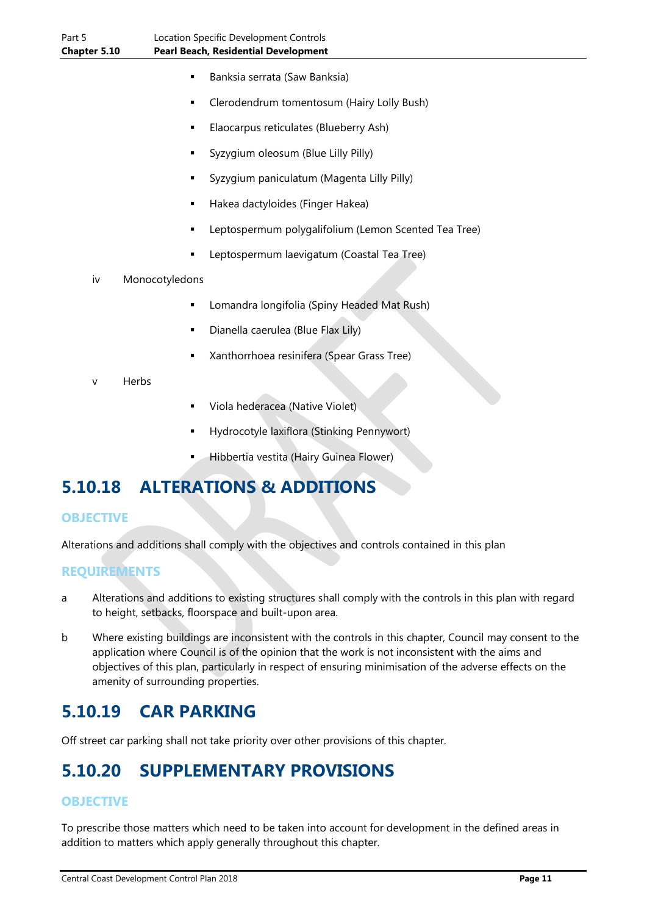- Banksia serrata (Saw Banksia)
- Clerodendrum tomentosum (Hairy Lolly Bush)
- Elaocarpus reticulates (Blueberry Ash)
- Syzygium oleosum (Blue Lilly Pilly)
- Syzygium paniculatum (Magenta Lilly Pilly)
- Hakea dactyloides (Finger Hakea)
- Leptospermum polygalifolium (Lemon Scented Tea Tree)
- Leptospermum laevigatum (Coastal Tea Tree)

iv Monocotyledons

- Lomandra longifolia (Spiny Headed Mat Rush)
- Dianella caerulea (Blue Flax Lily)
- Xanthorrhoea resinifera (Spear Grass Tree)

v Herbs

- Viola hederacea (Native Violet)
- Hydrocotyle laxiflora (Stinking Pennywort)
- Hibbertia vestita (Hairy Guinea Flower)

# 5.10.18 ALTERATIONS & ADDITIONS

## OBJECTIVE

Alterations and additions shall comply with the objectives and controls contained in this plan

## REQUIREMENTS

a Alterations and additions to existing structures shall comply with the controls in this plan with regard to height, setbacks, floorspace and built-upon area.

b Where existing buildings are inconsistent with the controls in this chapter, Council may consent to the application where Council is of the opinion that the work is not inconsistent with the aims and objectives of this plan, particularly in respect of ensuring minimisation of the adverse effects on the amenity of surrounding properties.

# 5.10.19 CAR PARKING

Off street car parking shall not take priority over other provisions of this chapter.

# 5.10.20 SUPPLEMENTARY PROVISIONS

## OBJECTIVE

To prescribe those matters which need to be taken into account for development in the defined areas in addition to matters which apply generally throughout this chapter.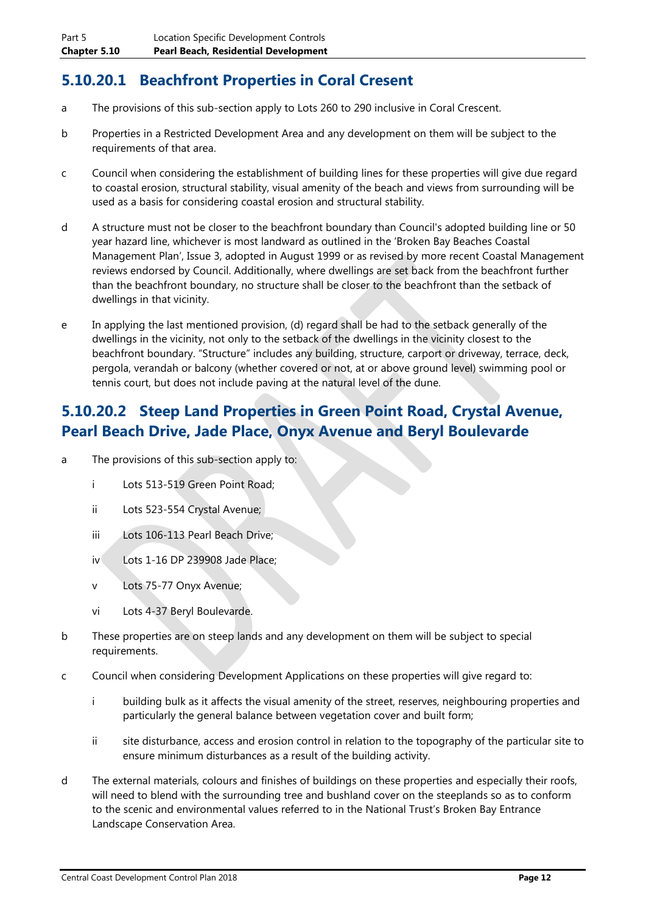## 5.10.20.1 Beachfront Properties in Coral Cresent

a The provisions of this sub-section apply to Lots 260 to 290 inclusive in Coral Crescent.

b Properties in a Restricted Development Area and any development on them will be subject to the requirements of that area.

c Council when considering the establishment of building lines for these properties will give due regard to coastal erosion, structural stability, visual amenity of the beach and views from surrounding will be used as a basis for considering coastal erosion and structural stability.

d A structure must not be closer to the beachfront boundary than Council's adopted building line or 50 year hazard line, whichever is most landward as outlined in the 'Broken Bay Beaches Coastal Management Plan', Issue 3, adopted in August 1999 or as revised by more recent Coastal Management reviews endorsed by Council. Additionally, where dwellings are set back from the beachfront further than the beachfront boundary, no structure shall be closer to the beachfront than the setback of dwellings in that vicinity.

e In applying the last mentioned provision, (d) regard shall be had to the setback generally of the dwellings in the vicinity, not only to the setback of the dwellings in the vicinity closest to the beachfront boundary. "Structure" includes any building, structure, carport or driveway, terrace, deck, pergola, verandah or balcony (whether covered or not, at or above ground level) swimming pool or tennis court, but does not include paving at the natural level of the dune.

## 5.10.20.2 Steep Land Properties in Green Point Road, Crystal Avenue, Pearl Beach Drive, Jade Place, Onyx Avenue and Beryl Boulevarde

a The provisions of this sub-section apply to:

  i Lots 513-519 Green Point Road;

  ii Lots 523-554 Crystal Avenue;

  iii Lots 106-113 Pearl Beach Drive;

  iv Lots 1-16 DP 239908 Jade Place;

  v Lots 75-77 Onyx Avenue;

  vi Lots 4-37 Beryl Boulevarde.

b These properties are on steep lands and any development on them will be subject to special requirements.

c Council when considering Development Applications on these properties will give regard to:

  i building bulk as it affects the visual amenity of the street, reserves, neighbouring properties and particularly the general balance between vegetation cover and built form;

  ii site disturbance, access and erosion control in relation to the topography of the particular site to ensure minimum disturbances as a result of the building activity.

d The external materials, colours and finishes of buildings on these properties and especially their roofs, will need to blend with the surrounding tree and bushland cover on the steeplands so as to conform to the scenic and environmental values referred to in the National Trust's Broken Bay Entrance Landscape Conservation Area.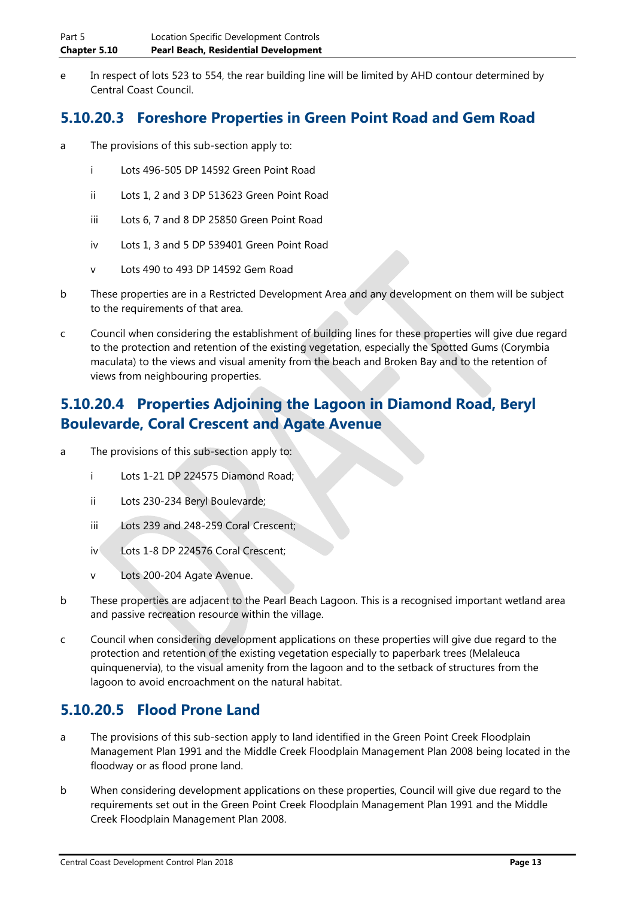e In respect of lots 523 to 554, the rear building line will be limited by AHD contour determined by Central Coast Council.

## 5.10.20.3 Foreshore Properties in Green Point Road and Gem Road

a The provisions of this sub-section apply to:

  i Lots 496-505 DP 14592 Green Point Road

  ii Lots 1, 2 and 3 DP 513623 Green Point Road

  iii Lots 6, 7 and 8 DP 25850 Green Point Road

  iv Lots 1, 3 and 5 DP 539401 Green Point Road

  v Lots 490 to 493 DP 14592 Gem Road

b These properties are in a Restricted Development Area and any development on them will be subject to the requirements of that area.

c Council when considering the establishment of building lines for these properties will give due regard to the protection and retention of the existing vegetation, especially the Spotted Gums (Corymbia maculata) to the views and visual amenity from the beach and Broken Bay and to the retention of views from neighbouring properties.

## 5.10.20.4 Properties Adjoining the Lagoon in Diamond Road, Beryl Boulevarde, Coral Crescent and Agate Avenue

a The provisions of this sub-section apply to:

  i Lots 1-21 DP 224575 Diamond Road;

  ii Lots 230-234 Beryl Boulevarde;

  iii Lots 239 and 248-259 Coral Crescent;

  iv Lots 1-8 DP 224576 Coral Crescent;

  v Lots 200-204 Agate Avenue.

b These properties are adjacent to the Pearl Beach Lagoon. This is a recognised important wetland area and passive recreation resource within the village.

c Council when considering development applications on these properties will give due regard to the protection and retention of the existing vegetation especially to paperbark trees (Melaleuca quinquenervia), to the visual amenity from the lagoon and to the setback of structures from the lagoon to avoid encroachment on the natural habitat.

## 5.10.20.5 Flood Prone Land

a The provisions of this sub-section apply to land identified in the Green Point Creek Floodplain Management Plan 1991 and the Middle Creek Floodplain Management Plan 2008 being located in the floodway or as flood prone land.

b When considering development applications on these properties, Council will give due regard to the requirements set out in the Green Point Creek Floodplain Management Plan 1991 and the Middle Creek Floodplain Management Plan 2008.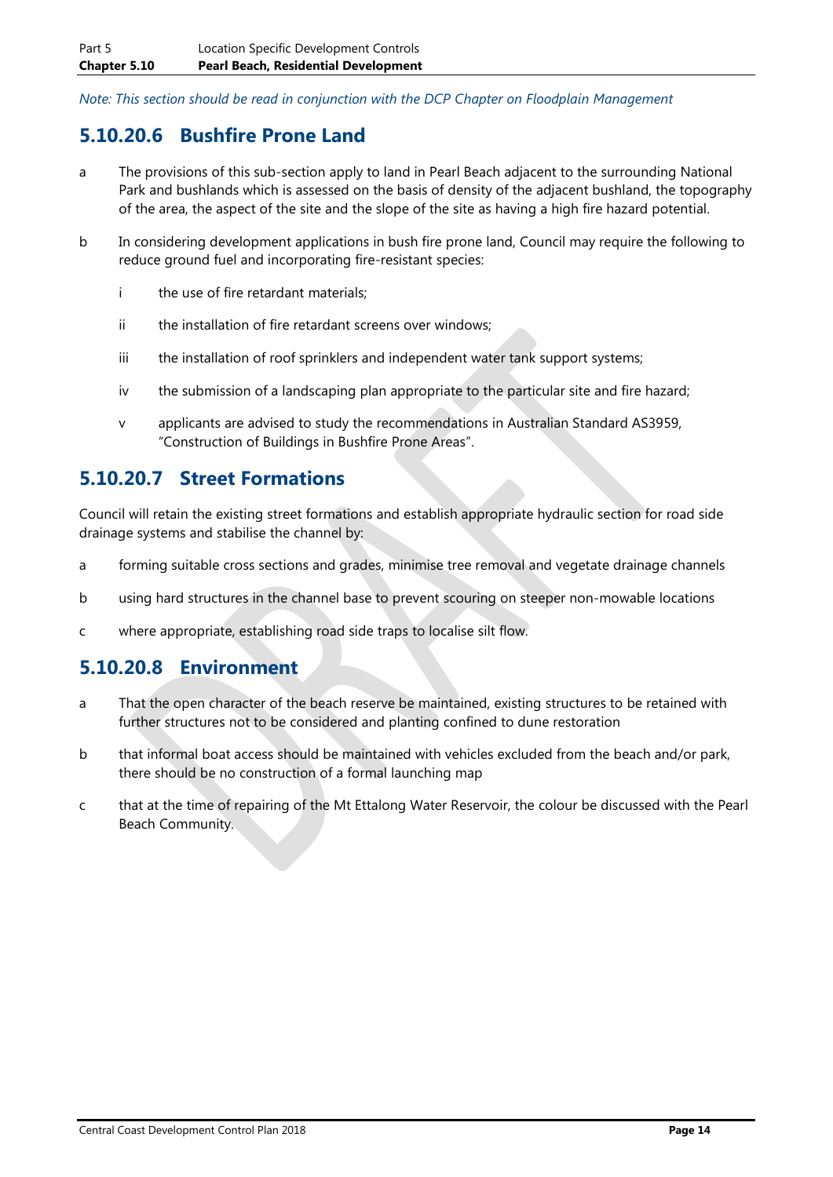*Note: This section should be read in conjunction with the DCP Chapter on Floodplain Management*

## 5.10.20.6 Bushfire Prone Land

a The provisions of this sub-section apply to land in Pearl Beach adjacent to the surrounding National Park and bushlands which is assessed on the basis of density of the adjacent bushland, the topography of the area, the aspect of the site and the slope of the site as having a high fire hazard potential.

b In considering development applications in bush fire prone land, Council may require the following to reduce ground fuel and incorporating fire-resistant species:

- i the use of fire retardant materials;
- ii the installation of fire retardant screens over windows;
- iii the installation of roof sprinklers and independent water tank support systems;
- iv the submission of a landscaping plan appropriate to the particular site and fire hazard;
- v applicants are advised to study the recommendations in Australian Standard AS3959, "Construction of Buildings in Bushfire Prone Areas".

## 5.10.20.7 Street Formations

Council will retain the existing street formations and establish appropriate hydraulic section for road side drainage systems and stabilise the channel by:

a forming suitable cross sections and grades, minimise tree removal and vegetate drainage channels

b using hard structures in the channel base to prevent scouring on steeper non-mowable locations

c where appropriate, establishing road side traps to localise silt flow.

## 5.10.20.8 Environment

a That the open character of the beach reserve be maintained, existing structures to be retained with further structures not to be considered and planting confined to dune restoration

b that informal boat access should be maintained with vehicles excluded from the beach and/or park, there should be no construction of a formal launching map

c that at the time of repairing of the Mt Ettalong Water Reservoir, the colour be discussed with the Pearl Beach Community.